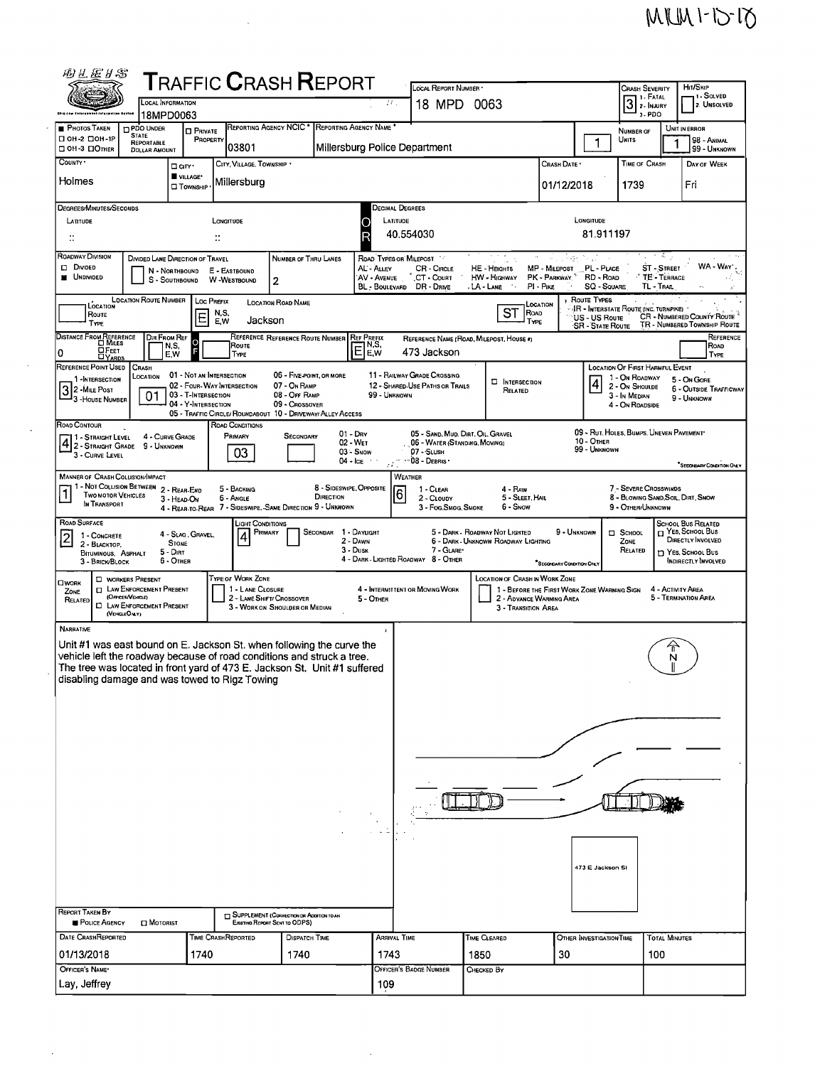MKM 1-15-18

# Traffic Crash Report

| Field | Value |
|---|---|
| Local Information | 18MPD0063 |
| Local Report Number | 18 MPD 0063 |
| Crash Severity | 3 (1 - Fatal, 2 - Injury, 3 - PDO) |
| Hit/Skip | (1 - Solved, 2 - Unsolved) |
| Photos Taken | ■ |
| Reporting Agency NCIC | 03801 |
| Reporting Agency Name | Millersburg Police Department |
| Number of Units | 1 |
| Unit in Error | 1 (98 - Animal, 99 - Unknown) |
| County | Holmes |
| City, Village, Township | ■ Village: Millersburg |
| Crash Date | 01/12/2018 |
| Time of Crash | 1739 |
| Day of Week | Fri |

## Location

| Field | Value |
|---|---|
| Decimal Degrees Latitude | 40.554030 |
| Decimal Degrees Longitude | 81.911197 |
| Roadway Division | ■ Undivided |
| Number of Thru Lanes | 2 |
| Loc Prefix | E |
| Location Road Name | Jackson |
| Location Road Type | ST |
| Distance From Reference | 0 |
| Ref Prefix | E |
| Reference Name (Road, Milepost, House #) | 473 Jackson |
| Reference Point Used | 3 - House Number |
| Crash Location | 01 - Not an Intersection |
| Location of First Harmful Event | 4 - On Roadside |
| Road Contour | 4 - Curve Grade |
| Road Conditions Primary | 03 - Snow |
| Manner of Crash Collision/Impact | 1 - Not Collision Between Two Motor Vehicles in Transport |
| Weather | 6 - Snow |
| Road Surface | 2 - Blacktop, Bituminous, Asphalt |
| Light Conditions Primary | 4 - Dark - Lighted Roadway |

## Narrative

Unit #1 was east bound on E. Jackson St. when following the curve the vehicle left the roadway because of road conditions and struck a tree. The tree was located in front yard of 473 E. Jackson St. Unit #1 suffered disabling damage and was towed to Rigz Towing

Diagram label: 473 E Jackson St

## Report Information

| Report Taken By | Date Crash Reported | Time Crash Reported | Dispatch Time | Arrival Time | Time Cleared | Other Investigation Time | Total Minutes |
|---|---|---|---|---|---|---|---|
| ■ Police Agency | 01/13/2018 | 1740 | 1740 | 1743 | 1850 | 30 | 100 |

| Officer's Name | Officer's Badge Number | Checked By |
|---|---|---|
| Lay, Jeffrey | 109 | |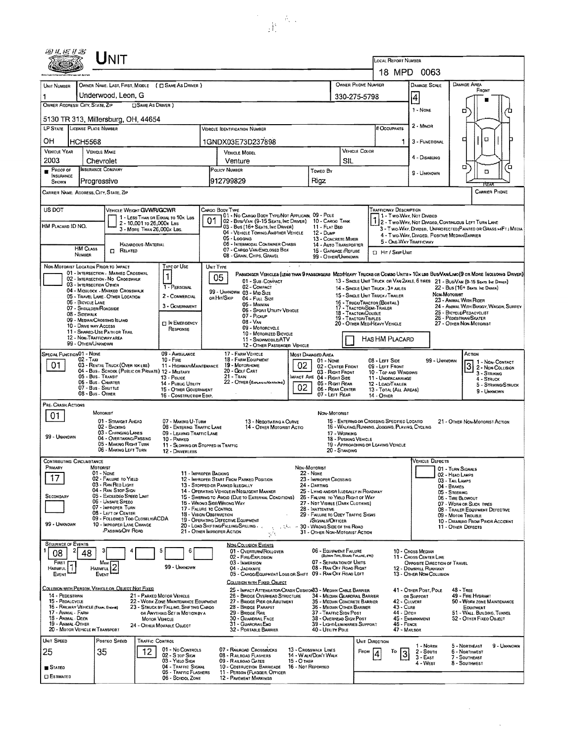# UNIT

| LOCAL REPORT NUMBER |
|---|
| 18 MPD 0063 |

| UNIT NUMBER | OWNER NAME: LAST, FIRST, MIDDLE ( ☐ SAME AS DRIVER ) | OWNER PHONE NUMBER | DAMAGE SCALE | DAMAGE AREA |
|---|---|---|---|---|
| 1 | Underwood, Leon, G | 330-275-5798 | 4 | FRONT |

OWNER ADDRESS: CITY, STATE, ZIP ( ☐ SAME AS DRIVER )

5130 TR 313, Millersburg, OH, 44654

| LP STATE | LICENSE PLATE NUMBER | VEHICLE IDENTIFICATION NUMBER | # OCCUPANTS |
|---|---|---|---|
| OH | HCH5568 | 1GNDX03E73D237898 | 1 |

| VEHICLE YEAR | VEHICLE MAKE | VEHICLE MODEL | VEHICLE COLOR |
|---|---|---|---|
| 2003 | Chevrolet | Venture | SIL |

| PROOF OF INSURANCE SHOWN | INSURANCE COMPANY | POLICY NUMBER | TOWED BY |
|---|---|---|---|
| ■ | Progressive | 912799829 | Rigz |

DAMAGE SCALE: 1 - NONE, 2 - MINOR, 3 - FUNCTIONAL, 4 - DISABLING, 9 - UNKNOWN

CARRIER NAME, ADDRESS, CITY, STATE, ZIP

CARRIER PHONE

US DOT

HM PLACARD ID NO.

HM CLASS NUMBER

VEHICLE WEIGHT GVWR/GCWR: 1 - LESS THAN OR EQUAL TO 10K LBS; 2 - 10,001 TO 26,000K LBS; 3 - MORE THAN 26,000K LBS.

HAZARDOUS MATERIAL ☐ RELATED

CARGO BODY TYPE: **01**
01 - NO CARGO BODY TYPE/NOT APPLICABLE; 02 - BUS/VAN (9-15 SEATS, INC DRIVER); 03 - BUS (16+ SEATS, INC DRIVER); 04 - VEHICLE TOWING ANOTHER VEHICLE; 05 - LOGGING; 06 - INTERMODAL CONTAINER CHASIS; 07 - CARGO VAN/ENCLOSED BOX; 08 - GRAIN, CHIPS, GRAVEL; 09 - POLE; 10 - CARGO TANK; 11 - FLAT BED; 12 - DUMP; 13 - CONCRETE MIXER; 14 - AUTO TRANSPORTER; 15 - GARBAGE/REFUSE; 99 - OTHER/UNKNOWN

TRAFFICWAY DESCRIPTION: **1**
1 - TWO-WAY, NOT DIVIDED; 2 - TWO-WAY, NOT DIVIDED, CONTINUOUS LEFT TURN LANE; 3 - TWO-WAY, DIVIDED, UNPROTECTED (PAINTED OR GRASS >4FT.) MEDIA; 4 - TWO-WAY, DIVIDED, POSITIVE MEDIAN BARRIER; 5 - ONE-WAY TRAFFICWAY

☐ HIT / SKIP UNIT

NON-MOTORIST LOCATION PRIOR TO IMPACT: 01 - INTERSECTION - MARKED CROSSWALK; 02 - INTERSECTION - NO CROSSWALK; 03 - INTERSECTION OTHER; 04 - MIDBLOCK - MARKED CROSSWALK; 05 - TRAVEL LANE - OTHER LOCATION; 06 - BICYCLE LANE; 07 - SHOULDER/ROADSIDE; 08 - SIDEWALK; 09 - MEDIAN/CROSSING ISLAND; 10 - DRIVE WAY ACCESS; 11 - SHARED-USE PATH OR TRAIL; 12 - NON-TRAFFICWAY AREA; 99 - OTHER/UNKNOWN

TYPE OF USE: **1**
1 - PERSONAL; 2 - COMMERCIAL; 3 - GOVERNMENT; ☐ IN EMERGENCY RESPONSE

UNIT TYPE: **05**
PASSENGER VEHICLES (LESS THAN 9 PASSENGERS): 01 - SUB-COMPACT; 02 - COMPACT; 99 - UNKNOWN 03 - MID SIZE OR HIT/SKIP; 04 - FULL SIZE; 05 - MINIVAN; 06 - SPORT UTILITY VEHICLE; 07 - PICKUP; 08 - VAN; 09 - MOTORCYCLE; 10 - MOTORIZED BICYCLE; 11 - SNOWMOBILE/ATV; 12 - OTHER PASSENGER VEHICLE
MED/HEAVY TRUCKS OR COMBO UNITS > 10K LBS BUS/VAN/LIMO (9 OR MORE INCLUDING DRIVER): 13 - SINGLE UNIT TRUCK OR VAN 2AXLE, 6 TIRES; 14 - SINGLE UNIT TRUCK: 3+ AXLES; 15 - SINGLE UNIT TRUCK / TRAILER; 16 - TRUCK/TRACTOR (BOBTAIL); 17 - TRACTOR/SEMI-TRAILER; 18 - TRACTOR/DOUBLE; 19 - TRACTOR/TRIPLES; 20 - OTHER MED/HEAVY VEHICLE; 21 - BUS/VAN (9-15 SEATS, INC DRIVER); 22 - BUS (16+ SEATS, INC DRIVER)
NON-MOTORIST: 23 - ANIMAL WITH RIDER; 24 - ANIMAL WITH BUGGY, WAGON, SURREY; 25 - BICYCLE/PEDACYCLIST; 26 - PEDESTRIAN/SKATER; 27 - OTHER NON-MOTORIST
☐ HAS HM PLACARD

SPECIAL FUNCTION: **01**
01 - NONE; 02 - TAXI; 03 - RENTAL TRUCK (OVER 10K LBS); 04 - BUS - SCHOOL (PUBLIC OR PRIVATE); 05 - BUS - TRANSIT; 06 - BUS - CHARTER; 07 - BUS - SHUTTLE; 08 - BUS - OTHER; 09 - AMBULANCE; 10 - FIRE; 11 - HIGHWAY/MAINTENANCE; 12 - MILITARY; 13 - POLICE; 14 - PUBLIC UTILITY; 15 - OTHER GOVERNMENT; 16 - CONSTRUCTION EQIP.; 17 - FARM VEHICLE; 18 - FARM EQUIPMENT; 19 - MOTORHOME; 20 - GOLF CART; 21 - TRAIN; 22 - OTHER (EXPLAIN IN NARRATIVE)

MOST DAMAGED AREA: **02**; IMPACT AREA: **02**
01 - NONE; 02 - CENTER FRONT; 03 - RIGHT FRONT; 04 - RIGHT SIDE; 05 - RIGHT REAR; 06 - REAR CENTER; 07 - LEFT REAR; 08 - LEFT SIDE; 09 - LEFT FRONT; 10 - TOP AND WINDOWS; 11 - UNDERCARRIAGE; 12 - LOAD/TRAILER; 13 - TOTAL (ALL AREAS); 14 - OTHER; 99 - UNKNOWN

ACTION: **3**
1 - NON-CONTACT; 2 - NON-COLLISION; 3 - STRIKING; 4 - STRUCK; 5 - STRIKING/STRUCK; 9 - UNKNOWN

PRE-CRASH ACTIONS: **01**
MOTORIST: 01 - STRAIGHT AHEAD; 02 - BACKING; 03 - CHANGING LANES; 04 - OVERTAKING/PASSING; 05 - MAKING RIGHT TURN; 06 - MAKING LEFT TURN; 07 - MAKING U-TURN; 08 - ENTERING TRAFFIC LANE; 09 - LEAVING TRAFFIC LANE; 10 - PARKED; 11 - SLOWING OR STOPPED IN TRAFFIC; 12 - DRIVERLESS; 13 - NEGOTIATING A CURVE; 14 - OTHER MOTORIST ACTIO; 99 - UNKNOWN
NON-MOTORIST: 15 - ENTERING OR CROSSING SPECIFIED LOCATIO; 16 - WALKING, RUNNING, JOGGING, PLAYING, CYCLING; 17 - WORKING; 18 - PUSHING VEHICLE; 19 - APPROACHING OR LEAVING VEHICLE; 20 - STANDING; 21 - OTHER NON-MOTORIST ACTION

CONTRIBUTING CIRCUMSTANCE: PRIMARY **17**; SECONDARY
MOTORIST: 01 - NONE; 02 - FAILURE TO YIELD; 03 - RAN RED LIGHT; 04 - RAN STOP SIGN; 05 - EXCEEDED SPEED LIMIT; 06 - UNSAFE SPEED; 07 - IMPROPER TURN; 08 - LEFT OF CENTER; 09 - FOLLOWED TOO CLOSELY/ACDA; 10 - IMPROPER LANE CHANGE /PASSING/OFF ROAD; 11 - IMPROPER BACKING; 12 - IMPROPER START FROM PARKED POSITION; 13 - STOPPED OR PARKED ILLEGALLY; 14 - OPERATING VEHICLE IN NEGLIGENT MANNER; 15 - SWERING TO AVOID (DUE TO EXTERNAL CONDITIONS); 16 - WRONG SIDE/WRONG WAY; 17 - FAILURE TO CONTROL; 18 - VISION OBSTRUCTION; 19 - OPERATING DEFECTIVE EQUIPMENT; 20 - LOAD SHIFTING/FALLING/SPILLING; 21 - OTHER IMPROPER ACTION; 99 - UNKNOWN
NON-MOTORIST: 22 - NONE; 23 - IMPROPER CROSSING; 24 - DARTING; 25 - LYING AND/OR ILLEGALLY IN ROADWAY; 26 - FALURE TO YIELD RIGHT OF WAY; 27 - NOT VISIBLE (DARK CLOTHING); 28 - INATTENTIVE; 29 - FAILURE TO OBEY TRAFFIC SIGNS /SIGNALS/OFFICER; 30 - WRONG SIDE OF THE ROAD; 31 - OTHER NON-MOTORIST ACTION

VEHICLE DEFECTS: 01 - TURN SIGNALS; 02 - HEAD LAMPS; 03 - TAIL LAMPS; 04 - BRAKES; 05 - STEERING; 06 - TIRE BLOWOUT; 07 - WORN OR SLICK TIRES; 08 - TRAILER EQUIPMENT DEFECTIVE; 09 - MOTOR TROUBLE; 10 - DISABLED FROM PRIOR ACCIDENT; 11 - OTHER DEFECTS

SEQUENCE OF EVENTS: 1 **08**; 2 **48**; 3; 4; 5; 6
FIRST HARMFUL EVENT: **1**; MOST HARMFUL EVENT: **2**; 99 - UNKNOWN

NON-COLLISION EVENTS: 01 - OVERTURN/ROLLOVER; 02 - FIRE/EXPLOSION; 03 - IMMERSION; 04 - JACKKNIFE; 05 - CARGO/EQUIPMENT LOSS OR SHIFT; 06 - EQUIPMENT FAILURE (BLOWN TIRE, BRAKE FAILURE, ETC); 07 - SEPARATION OF UNITS; 08 - RAN OFF ROAD RIGHT; 09 - RAN OFF ROAD LEFT; 10 - CROSS MEDIAN; 11 - CROSS CENTER LINE OPPOSITE DIRECTION OF TRAVEL; 12 - DOWNHILL RUNAWAY; 13 - OTHER NON-COLLISION

COLLISION WITH PERSON, VEHICLE OR OBJECT NOT FIXED: 14 - PEDESTRIAN; 15 - PEDALCYCLE; 16 - RAILWAY VEHICLE (TRAIN, ENGINE); 17 - ANIMAL - FARM; 18 - ANIMAL - DEER; 19 - ANIMAL - OTHER; 20 - MOTOR VEHICLE IN TRANSPORT; 21 - PARKED MOTOR VEHICLE; 22 - WORK ZONE MAINTENANCE EQUIPMENT; 23 - STRUCK BY FALLING, SHIFTING CARGO OR ANYTHING SET IN MOTION BY A MOTOR VEHICLE; 24 - OTHER MOVABLE OBJECT

COLLISION WITH FIXED, OBJECT: 25 - IMPACT ATTENUATOR/CRASH CUSHION; 26 - BRIDGE OVERHEAD STRUCTURE; 27 - BRIDGE PIER OR ABUTMENT; 28 - BRIDGE PARAPET; 29 - BRIDGE RAIL; 30 - GUARDRAIL FACE; 31 - GUARDRAIL END; 32 - PORTABLE BARRIER; 33 - MEDIAN CABLE BARRIER; 34 - MEDIAN GUARDRAIL BARRIER; 35 - MEDIAN CONCRETE BARRIER; 36 - MEDIAN OTHER BARRIER; 37 - TRAFFIC SIGN POST; 38 - OVERHEAD SIGN POST; 39 - LIGHT/LUMINARIES SUPPORT; 40 - UTILITY POLE; 41 - OTHER POST, POLE OR SUPPORT; 42 - CULVERT; 43 - CURB; 44 - DITCH; 45 - EMBANKMENT; 46 - FENCE; 47 - MAILBOX; 48 - TREE; 49 - FIRE HYDRANT; 50 - WORK ZONE MAINTENANCE EQUIPMENT; 51 - WALL, BUILDING, TUNNEL; 52 - OTHER FIXED OBJECT

| UNIT SPEED | POSTED SPEED | TRAFFIC CONTROL | UNIT DIRECTION |
|---|---|---|---|
| 25 | 35 | 12 | FROM 4 TO 3 |

■ STATED; ☐ ESTIMATED

TRAFFIC CONTROL: 01 - NO CONTROLS; 02 - STOP SIGN; 03 - YIELD SIGN; 04 - TRAFFIC SIGNAL; 05 - TRAFFIC FLASHERS; 06 - SCHOOL ZONE; 07 - RAILROAD CROSSBUCKS; 08 - RAILROAD FLASHERS; 09 - RAILROAD GATES; 10 - COSTRUCTION BARRICADE; 11 - PERSON (FLAGGER, OFFICER); 12 - PAVEMENT MARKINGS; 13 - CROSSWALK LINES; 14 - WALK/DON'T WALK; 15 - OTHER; 16 - NOT REPORTED

UNIT DIRECTION: 1 - NORTH; 2 - SOUTH; 3 - EAST; 4 - WEST; 5 - NORTHEAST; 6 - NORTHWEST; 7 - SOUTHEAST; 8 - SOUTHWEST; 9 - UNKNOWN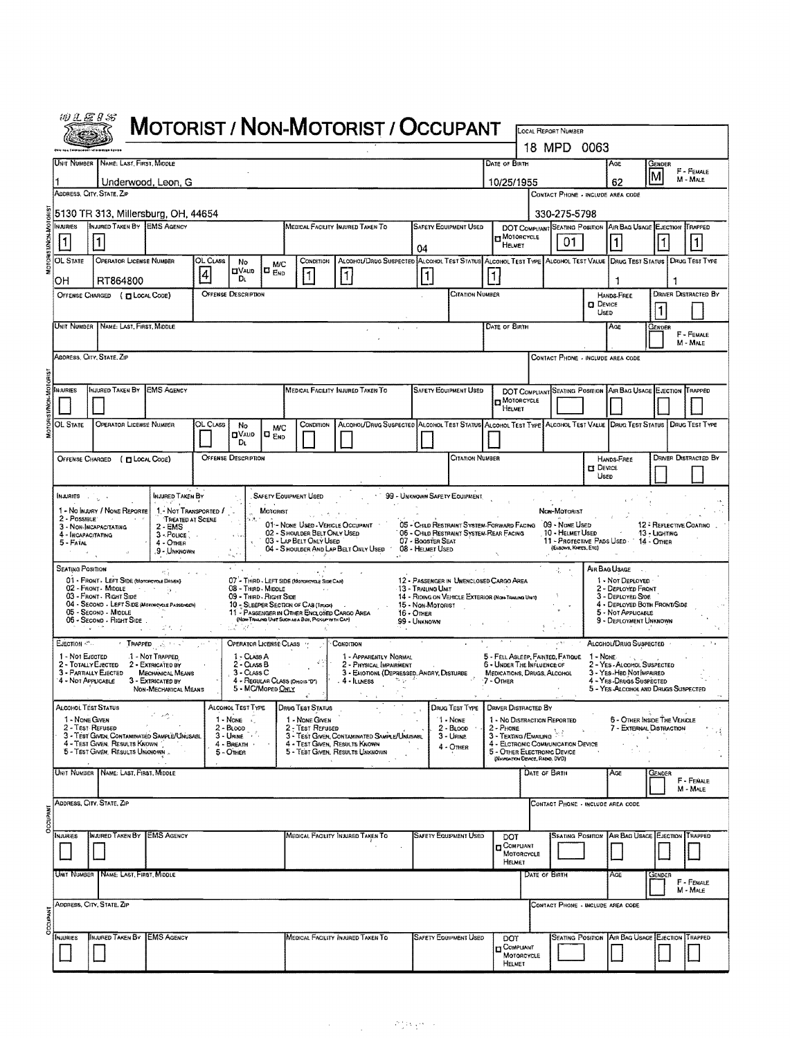# MOTORIST / NON-MOTORIST / OCCUPANT

LOCAL REPORT NUMBER: 18 MPD 0063

## MOTORIST/NON-MOTORIST

| UNIT NUMBER | NAME: LAST, FIRST, MIDDLE | DATE OF BIRTH | AGE | GENDER |
|---|---|---|---|---|
| 1 | Underwood, Leon, G | 10/25/1955 | 62 | M |

| ADDRESS, CITY, STATE, ZIP | CONTACT PHONE - INCLUDE AREA CODE |
|---|---|
| 5130 TR 313, Millersburg, OH, 44654 | 330-275-5798 |

| INJURIES | INJURED TAKEN BY | EMS AGENCY | MEDICAL FACILITY INJURED TAKEN TO | SAFETY EQUIPMENT USED | DOT COMPLIANT MOTORCYCLE HELMET | SEATING POSITION | AIR BAG USAGE | EJECTION | TRAPPED |
|---|---|---|---|---|---|---|---|---|---|
| 1 | 1 | | | 04 | | 01 | 1 | 1 | 1 |

| OL STATE | OPERATOR LICENSE NUMBER | OL CLASS | NO VALID DL | M/C END | CONDITION | ALCOHOL/DRUG SUSPECTED | ALCOHOL TEST STATUS | ALCOHOL TEST TYPE | ALCOHOL TEST VALUE | DRUG TEST STATUS | DRUG TEST TYPE |
|---|---|---|---|---|---|---|---|---|---|---|---|
| OH | RT864800 | 4 | | | 1 | 1 | 1 | 1 | | 1 | 1 |

| OFFENSE CHARGED ( LOCAL CODE) | OFFENSE DESCRIPTION | CITATION NUMBER | HANDS-FREE DEVICE USED | DRIVER DISTRACTED BY |
|---|---|---|---|---|
| | | | | 1 |

## MOTORIST/NON-MOTORIST

| UNIT NUMBER | NAME: LAST, FIRST, MIDDLE | DATE OF BIRTH | AGE | GENDER |
|---|---|---|---|---|
| | | | | |

| ADDRESS, CITY, STATE, ZIP | CONTACT PHONE - INCLUDE AREA CODE |
|---|---|
| | |

| INJURIES | INJURED TAKEN BY | EMS AGENCY | MEDICAL FACILITY INJURED TAKEN TO | SAFETY EQUIPMENT USED | DOT COMPLIANT MOTORCYCLE HELMET | SEATING POSITION | AIR BAG USAGE | EJECTION | TRAPPED |
|---|---|---|---|---|---|---|---|---|---|
| | | | | | | | | | |

| OL STATE | OPERATOR LICENSE NUMBER | OL CLASS | NO VALID DL | M/C END | CONDITION | ALCOHOL/DRUG SUSPECTED | ALCOHOL TEST STATUS | ALCOHOL TEST TYPE | ALCOHOL TEST VALUE | DRUG TEST STATUS | DRUG TEST TYPE |
|---|---|---|---|---|---|---|---|---|---|---|---|
| | | | | | | | | | | | |

| OFFENSE CHARGED ( LOCAL CODE) | OFFENSE DESCRIPTION | CITATION NUMBER | HANDS-FREE DEVICE USED | DRIVER DISTRACTED BY |
|---|---|---|---|---|
| | | | | |

**INJURIES**
1 - NO INJURY / NONE REPORTED
2 - POSSIBLE
3 - NON-INCAPACITATING
4 - INCAPACITATING
5 - FATAL

**INJURED TAKEN BY**
1 - NOT TRANSPORTED / TREATED AT SCENE
2 - EMS
3 - POLICE
4 - OTHER
9 - UNKNOWN

**SAFETY EQUIPMENT USED**
99 - UNKNOWN SAFETY EQUIPMENT

MOTORIST
01 - NONE USED - VEHICLE OCCUPANT
02 - SHOULDER BELT ONLY USED
03 - LAP BELT ONLY USED
04 - SHOULDER AND LAP BELT ONLY USED
05 - CHILD RESTRAINT SYSTEM-FORWARD FACING
06 - CHILD RESTRAINT SYSTEM-REAR FACING
07 - BOOSTER SEAT
08 - HELMET USED

NON-MOTORIST
09 - NONE USED
10 - HELMET USED
11 - PROTECTIVE PADS USED (ELBOWS, KNEES, ETC)
12 - REFLECTIVE COATING
13 - LIGHTING
14 - OTHER

**SEATING POSITION**
01 - FRONT - LEFT SIDE (MOTORCYCLE DRIVER)
02 - FRONT - MIDDLE
03 - FRONT - RIGHT SIDE
04 - SECOND - LEFT SIDE (MOTORCYCLE PASSENGER)
05 - SECOND - MIDDLE
06 - SECOND - RIGHT SIDE
07 - THIRD - LEFT SIDE (MOTORCYCLE SIDE CAR)
08 - THIRD - MIDDLE
09 - THIRD - RIGHT SIDE
10 - SLEEPER SECTION OF CAB (TRUCK)
11 - PASSENGER IN OTHER ENCLOSED CARGO AREA (NON-TRAILING UNIT SUCH AS A BUS, PICKUP WITH CAP)
12 - PASSENGER IN UNENCLOSED CARGO AREA
13 - TRAILING UNIT
14 - RIDING ON VEHICLE EXTERIOR (NON-TRAILING UNIT)
15 - NON-MOTORIST
16 - OTHER
99 - UNKNOWN

**AIR BAG USAGE**
1 - NOT DEPLOYED
2 - DEPLOYED FRONT
3 - DEPLOYED SIDE
4 - DEPLOYED BOTH FRONT/SIDE
5 - NOT APPLICABLE
9 - DEPLOYMENT UNKNOWN

**EJECTION**
1 - NOT EJECTED
2 - TOTALLY EJECTED
3 - PARTIALLY EJECTED
4 - NOT APPLICABLE

**TRAPPED**
1 - NOT TRAPPED
2 - EXTRICATED BY MECHANICAL MEANS
3 - EXTRICATED BY NON-MECHANICAL MEANS

**OPERATOR LICENSE CLASS**
1 - CLASS A
2 - CLASS B
3 - CLASS C
4 - REGULAR CLASS (OHIO'S "D")
5 - MC/MOPED ONLY

**CONDITION**
1 - APPARENTLY NORMAL
2 - PHYSICAL IMPAIRMENT
3 - EMOTIONAL (DEPRESSED, ANGRY, DISTURBED)
4 - ILLNESS
5 - FELL ASLEEP, FAINTED, FATIGUE
6 - UNDER THE INFLUENCE OF MEDICATIONS, DRUGS, ALCOHOL
7 - OTHER

**ALCOHOL/DRUG SUSPECTED**
1 - NONE
2 - YES - ALCOHOL SUSPECTED
3 - YES - HBD NOT IMPAIRED
4 - YES - DRUGS SUSPECTED
5 - YES - ALCOHOL AND DRUGS SUSPECTED

**ALCOHOL TEST STATUS**
1 - NONE GIVEN
2 - TEST REFUSED
3 - TEST GIVEN, CONTAMINATED SAMPLE/UNUSABLE
4 - TEST GIVEN, RESULTS KNOWN
5 - TEST GIVEN, RESULTS UNKNOWN

**ALCOHOL TEST TYPE**
1 - NONE
2 - BLOOD
3 - URINE
4 - BREATH
5 - OTHER

**DRUG TEST STATUS**
1 - NONE GIVEN
2 - TEST REFUSED
3 - TEST GIVEN, CONTAMINATED SAMPLE/UNUSABLE
4 - TEST GIVEN, RESULTS KNOWN
5 - TEST GIVEN, RESULTS UNKNOWN

**DRUG TEST TYPE**
1 - NONE
2 - BLOOD
3 - URINE
4 - OTHER

**DRIVER DISTRACTED BY**
1 - NO DISTRACTION REPORTED
2 - PHONE
3 - TEXTING/EMAILING
4 - ELECTRONIC COMMUNICATION DEVICE
5 - OTHER ELECTRONIC DEVICE (NAVIGATION DEVICE, RADIO, DVD)
6 - OTHER INSIDE THE VEHICLE
7 - EXTERNAL DISTRACTION

## OCCUPANT

| UNIT NUMBER | NAME: LAST, FIRST, MIDDLE | DATE OF BIRTH | AGE | GENDER |
|---|---|---|---|---|
| | | | | |

| ADDRESS, CITY, STATE, ZIP | CONTACT PHONE - INCLUDE AREA CODE |
|---|---|
| | |

| INJURIES | INJURED TAKEN BY | EMS AGENCY | MEDICAL FACILITY INJURED TAKEN TO | SAFETY EQUIPMENT USED | DOT COMPLIANT MOTORCYCLE HELMET | SEATING POSITION | AIR BAG USAGE | EJECTION | TRAPPED |
|---|---|---|---|---|---|---|---|---|---|
| | | | | | | | | | |

## OCCUPANT

| UNIT NUMBER | NAME: LAST, FIRST, MIDDLE | DATE OF BIRTH | AGE | GENDER |
|---|---|---|---|---|
| | | | | |

| ADDRESS, CITY, STATE, ZIP | CONTACT PHONE - INCLUDE AREA CODE |
|---|---|
| | |

| INJURIES | INJURED TAKEN BY | EMS AGENCY | MEDICAL FACILITY INJURED TAKEN TO | SAFETY EQUIPMENT USED | DOT COMPLIANT MOTORCYCLE HELMET | SEATING POSITION | AIR BAG USAGE | EJECTION | TRAPPED |
|---|---|---|---|---|---|---|---|---|---|
| | | | | | | | | | |